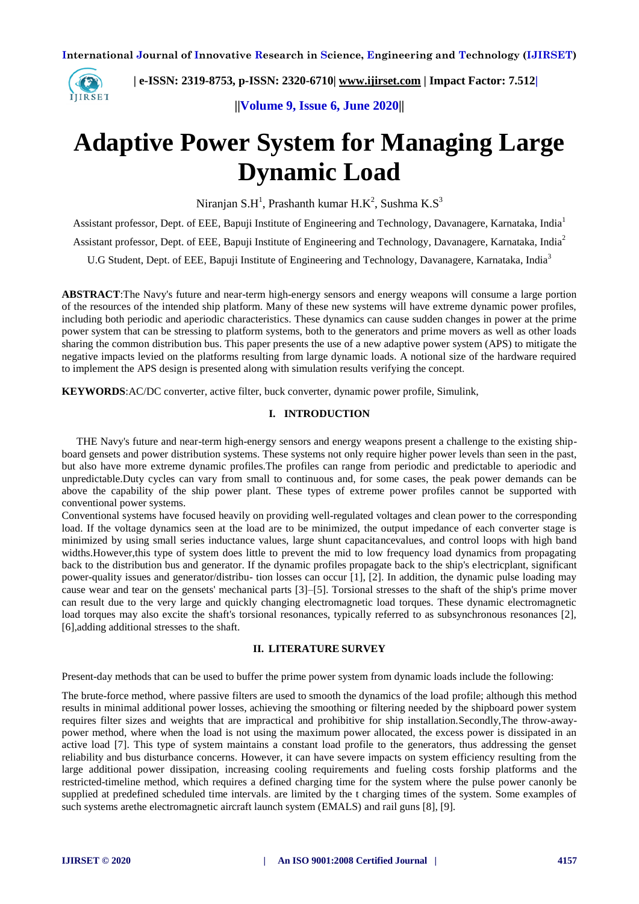# Adaptive Power System for Managing Large Dynamic Load

Niranjan S.H[1], Prashanth kumar H.K[2], Sushma K.S[3]

Assistant professor, Dept. of EEE, Bapuji Institute of Engineering and Technology, Davanagere, Karnataka, India[1]

Assistant professor, Dept. of EEE, Bapuji Institute of Engineering and Technology, Davanagere, Karnataka, India[2]

U.G Student, Dept. of EEE, Bapuji Institute of Engineering and Technology, Davanagere, Karnataka, India[3]

**ABSTRACT**:The Navy's future and near-term high-energy sensors and energy weapons will consume a large portion of the resources of the intended ship platform. Many of these new systems will have extreme dynamic power profiles, including both periodic and aperiodic characteristics. These dynamics can cause sudden changes in power at the prime power system that can be stressing to platform systems, both to the generators and prime movers as well as other loads sharing the common distribution bus. This paper presents the use of a new adaptive power system (APS) to mitigate the negative impacts levied on the platforms resulting from large dynamic loads. A notional size of the hardware required to implement the APS design is presented along with simulation results verifying the concept.

**KEYWORDS**:AC/DC converter, active filter, buck converter, dynamic power profile, Simulink,

## I. INTRODUCTION

THE Navy's future and near-term high-energy sensors and energy weapons present a challenge to the existing ship-board gensets and power distribution systems. These systems not only require higher power levels than seen in the past, but also have more extreme dynamic profiles.The profiles can range from periodic and predictable to aperiodic and unpredictable.Duty cycles can vary from small to continuous and, for some cases, the peak power demands can be above the capability of the ship power plant. These types of extreme power profiles cannot be supported with conventional power systems.

Conventional systems have focused heavily on providing well-regulated voltages and clean power to the corresponding load. If the voltage dynamics seen at the load are to be minimized, the output impedance of each converter stage is minimized by using small series inductance values, large shunt capacitancevalues, and control loops with high band widths.However,this type of system does little to prevent the mid to low frequency load dynamics from propagating back to the distribution bus and generator. If the dynamic profiles propagate back to the ship's electricplant, significant power-quality issues and generator/distribu- tion losses can occur [1], [2]. In addition, the dynamic pulse loading may cause wear and tear on the gensets' mechanical parts [3]–[5]. Torsional stresses to the shaft of the ship's prime mover can result due to the very large and quickly changing electromagnetic load torques. These dynamic electromagnetic load torques may also excite the shaft's torsional resonances, typically referred to as subsynchronous resonances [2], [6],adding additional stresses to the shaft.

## II. LITERATURE SURVEY

Present-day methods that can be used to buffer the prime power system from dynamic loads include the following:

The brute-force method, where passive filters are used to smooth the dynamics of the load profile; although this method results in minimal additional power losses, achieving the smoothing or filtering needed by the shipboard power system requires filter sizes and weights that are impractical and prohibitive for ship installation.Secondly,The throw-away-power method, where when the load is not using the maximum power allocated, the excess power is dissipated in an active load [7]. This type of system maintains a constant load profile to the generators, thus addressing the genset reliability and bus disturbance concerns. However, it can have severe impacts on system efficiency resulting from the large additional power dissipation, increasing cooling requirements and fueling costs forship platforms and the restricted-timeline method, which requires a defined charging time for the system where the pulse power canonly be supplied at predefined scheduled time intervals. are limited by the t charging times of the system. Some examples of such systems arethe electromagnetic aircraft launch system (EMALS) and rail guns [8], [9].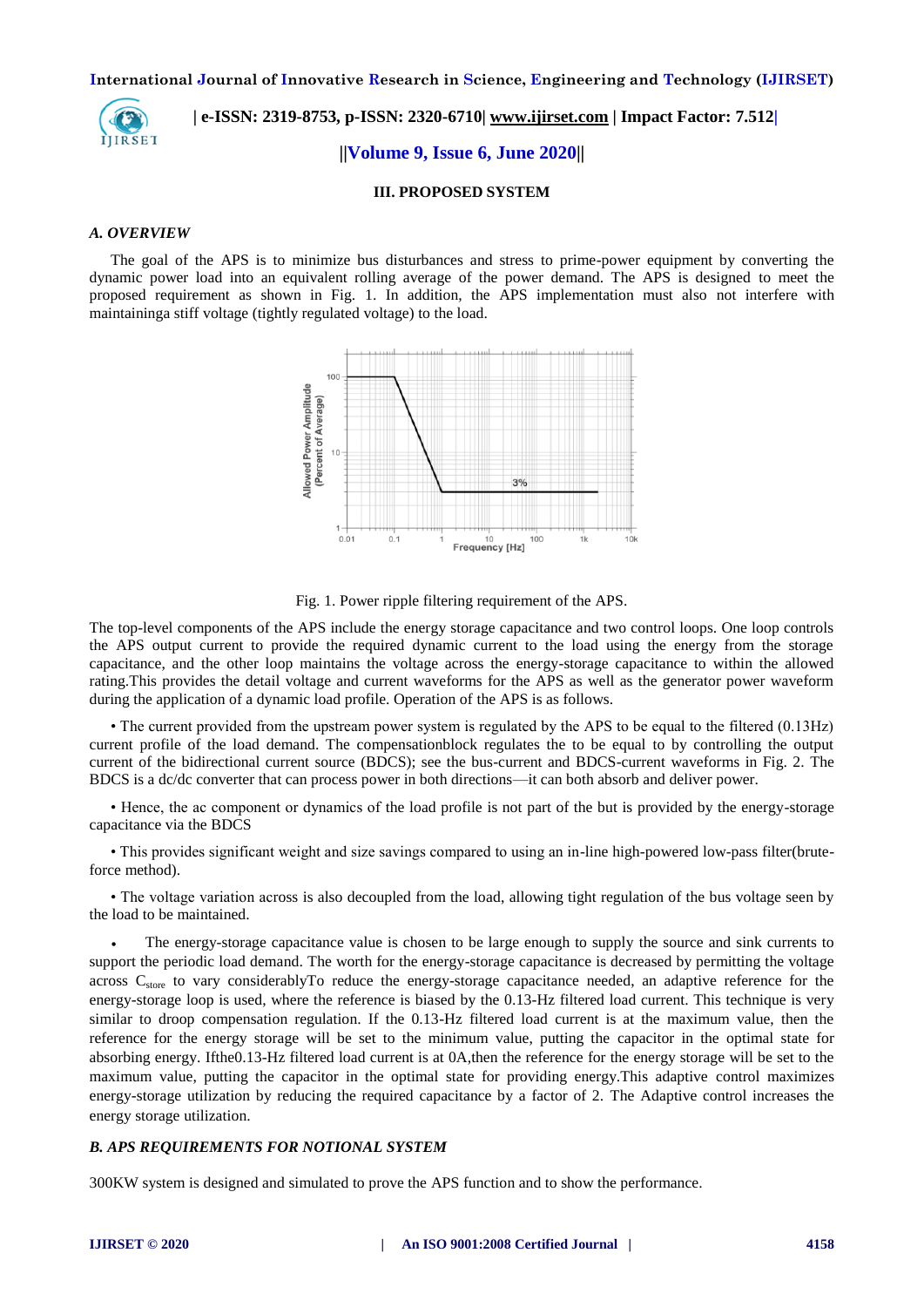## III. PROPOSED SYSTEM

### *A. OVERVIEW*

The goal of the APS is to minimize bus disturbances and stress to prime-power equipment by converting the dynamic power load into an equivalent rolling average of the power demand. The APS is designed to meet the proposed requirement as shown in Fig. 1. In addition, the APS implementation must also not interfere with maintaininga stiff voltage (tightly regulated voltage) to the load.

Fig. 1. Power ripple filtering requirement of the APS.

The top-level components of the APS include the energy storage capacitance and two control loops. One loop controls the APS output current to provide the required dynamic current to the load using the energy from the storage capacitance, and the other loop maintains the voltage across the energy-storage capacitance to within the allowed rating.This provides the detail voltage and current waveforms for the APS as well as the generator power waveform during the application of a dynamic load profile. Operation of the APS is as follows.

- The current provided from the upstream power system is regulated by the APS to be equal to the filtered (0.13Hz) current profile of the load demand. The compensationblock regulates the to be equal to by controlling the output current of the bidirectional current source (BDCS); see the bus-current and BDCS-current waveforms in Fig. 2. The BDCS is a dc/dc converter that can process power in both directions—it can both absorb and deliver power.
- Hence, the ac component or dynamics of the load profile is not part of the but is provided by the energy-storage capacitance via the BDCS
- This provides significant weight and size savings compared to using an in-line high-powered low-pass filter(brute-force method).
- The voltage variation across is also decoupled from the load, allowing tight regulation of the bus voltage seen by the load to be maintained.
- The energy-storage capacitance value is chosen to be large enough to supply the source and sink currents to support the periodic load demand. The worth for the energy-storage capacitance is decreased by permitting the voltage across $C_{store}$ to vary considerablyTo reduce the energy-storage capacitance needed, an adaptive reference for the energy-storage loop is used, where the reference is biased by the 0.13-Hz filtered load current. This technique is very similar to droop compensation regulation. If the 0.13-Hz filtered load current is at the maximum value, then the reference for the energy storage will be set to the minimum value, putting the capacitor in the optimal state for absorbing energy. Ifthe0.13-Hz filtered load current is at 0A,then the reference for the energy storage will be set to the maximum value, putting the capacitor in the optimal state for providing energy.This adaptive control maximizes energy-storage utilization by reducing the required capacitance by a factor of 2. The Adaptive control increases the energy storage utilization.

### *B. APS REQUIREMENTS FOR NOTIONAL SYSTEM*

300KW system is designed and simulated to prove the APS function and to show the performance.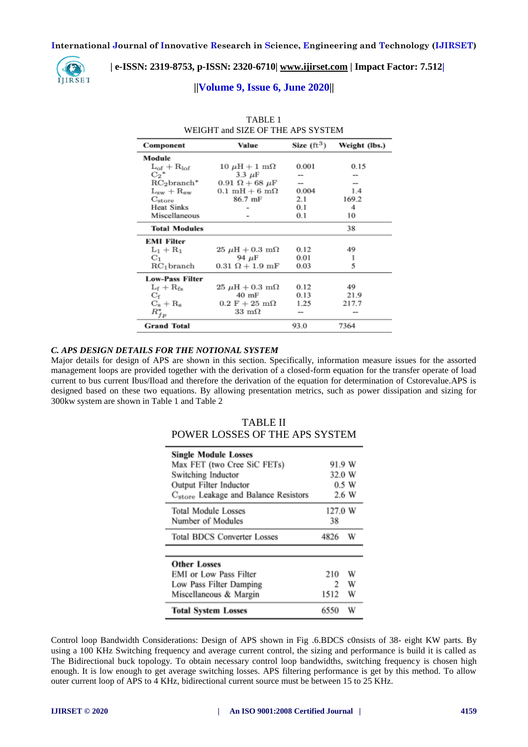TABLE 1
WEIGHT and SIZE OF THE APS SYSTEM

| Component | Value | Size ($ft^3$) | Weight (lbs.) |
|---|---|---|---|
| **Module** | | | |
| $L_{of} + R_{lof}$ | $10\ \mu H + 1\ m\Omega$ | 0.001 | 0.15 |
| $C_2$* | $3.3\ \mu F$ | -- | -- |
| $RC_2$branch* | $0.91\ \Omega + 68\ \mu F$ | -- | -- |
| $L_{sw} + R_{sw}$ | $0.1\ mH + 6\ m\Omega$ | 0.004 | 1.4 |
| $C_{store}$ | 86.7 mF | 2.1 | 169.2 |
| Heat Sinks | - | 0.1 | 4 |
| Miscellaneous | - | 0.1 | 10 |
| **Total Modules** | | | 38 |
| **EMI Filter** | | | |
| $L_1 + R_1$ | $25\ \mu H + 0.3\ m\Omega$ | 0.12 | 49 |
| $C_1$ | $94\ \mu F$ | 0.01 | 1 |
| $RC_1$branch | $0.31\ \Omega + 1.9\ mF$ | 0.03 | 5 |
| **Low-Pass Filter** | | | |
| $L_f + R_{fs}$ | $25\ \mu H + 0.3\ m\Omega$ | 0.12 | 49 |
| $C_f$ | 40 mF | 0.13 | 21.9 |
| $C_s + R_s$ | $0.2\ F + 25\ m\Omega$ | 1.25 | 217.7 |
| $R^*_{fp}$ | $33\ m\Omega$ | -- | -- |
| **Grand Total** | | 93.0 | 7364 |

### *C. APS DESIGN DETAILS FOR THE NOTIONAL SYSTEM*

Major details for design of APS are shown in this section. Specifically, information measure issues for the assorted management loops are provided together with the derivation of a closed-form equation for the transfer operate of load current to bus current Ibus/Iload and therefore the derivation of the equation for determination of Cstorevalue.APS is designed based on these two equations. By allowing presentation metrics, such as power dissipation and sizing for 300kw system are shown in Table 1 and Table 2

TABLE II
POWER LOSSES OF THE APS SYSTEM

| | |
|---|---|
| **Single Module Losses** | |
| Max FET (two Cree SiC FETs) | 91.9 W |
| Switching Inductor | 32.0 W |
| Output Filter Inductor | 0.5 W |
| $C_{store}$ Leakage and Balance Resistors | 2.6 W |
| Total Module Losses | 127.0 W |
| Number of Modules | 38 |
| Total BDCS Converter Losses | 4826 W |
| **Other Losses** | |
| EMI or Low Pass Filter | 210 W |
| Low Pass Filter Damping | 2 W |
| Miscellaneous & Margin | 1512 W |
| **Total System Losses** | 6550 W |

Control loop Bandwidth Considerations: Design of APS shown in Fig .6.BDCS c0nsists of 38- eight KW parts. By using a 100 KHz Switching frequency and average current control, the sizing and performance is build it is called as The Bidirectional buck topology. To obtain necessary control loop bandwidths, switching frequency is chosen high enough. It is low enough to get average switching losses. APS filtering performance is get by this method. To allow outer current loop of APS to 4 KHz, bidirectional current source must be between 15 to 25 KHz.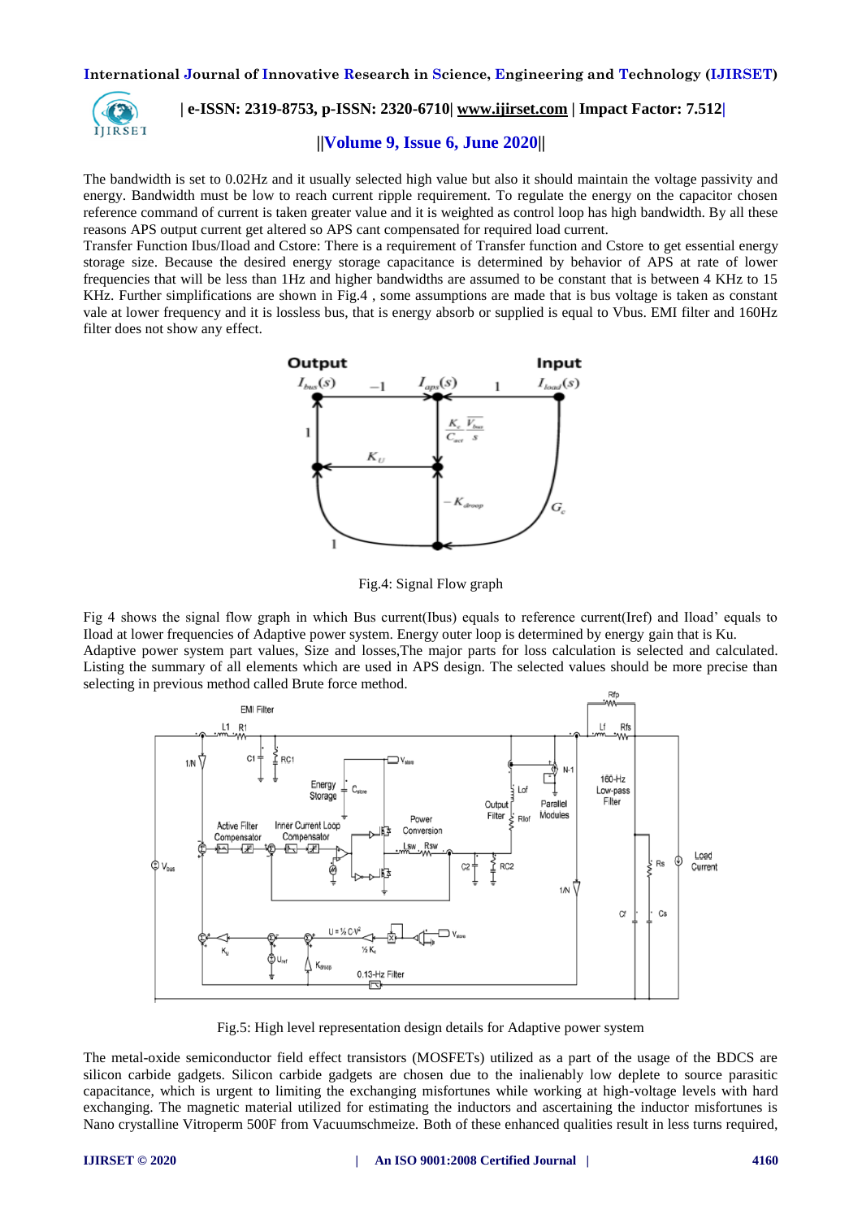The bandwidth is set to 0.02Hz and it usually selected high value but also it should maintain the voltage passivity and energy. Bandwidth must be low to reach current ripple requirement. To regulate the energy on the capacitor chosen reference command of current is taken greater value and it is weighted as control loop has high bandwidth. By all these reasons APS output current get altered so APS cant compensated for required load current.

Transfer Function Ibus/Iload and Cstore: There is a requirement of Transfer function and Cstore to get essential energy storage size. Because the desired energy storage capacitance is determined by behavior of APS at rate of lower frequencies that will be less than 1Hz and higher bandwidths are assumed to be constant that is between 4 KHz to 15 KHz. Further simplifications are shown in Fig.4 , some assumptions are made that is bus voltage is taken as constant vale at lower frequency and it is lossless bus, that is energy absorb or supplied is equal to Vbus. EMI filter and 160Hz filter does not show any effect.

Fig.4: Signal Flow graph

Fig 4 shows the signal flow graph in which Bus current(Ibus) equals to reference current(Iref) and Iload' equals to Iload at lower frequencies of Adaptive power system. Energy outer loop is determined by energy gain that is Ku.

Adaptive power system part values, Size and losses,The major parts for loss calculation is selected and calculated. Listing the summary of all elements which are used in APS design. The selected values should be more precise than selecting in previous method called Brute force method.

Fig.5: High level representation design details for Adaptive power system

The metal-oxide semiconductor field effect transistors (MOSFETs) utilized as a part of the usage of the BDCS are silicon carbide gadgets. Silicon carbide gadgets are chosen due to the inalienably low deplete to source parasitic capacitance, which is urgent to limiting the exchanging misfortunes while working at high-voltage levels with hard exchanging. The magnetic material utilized for estimating the inductors and ascertaining the inductor misfortunes is Nano crystalline Vitroperm 500F from Vacuumschmeize. Both of these enhanced qualities result in less turns required,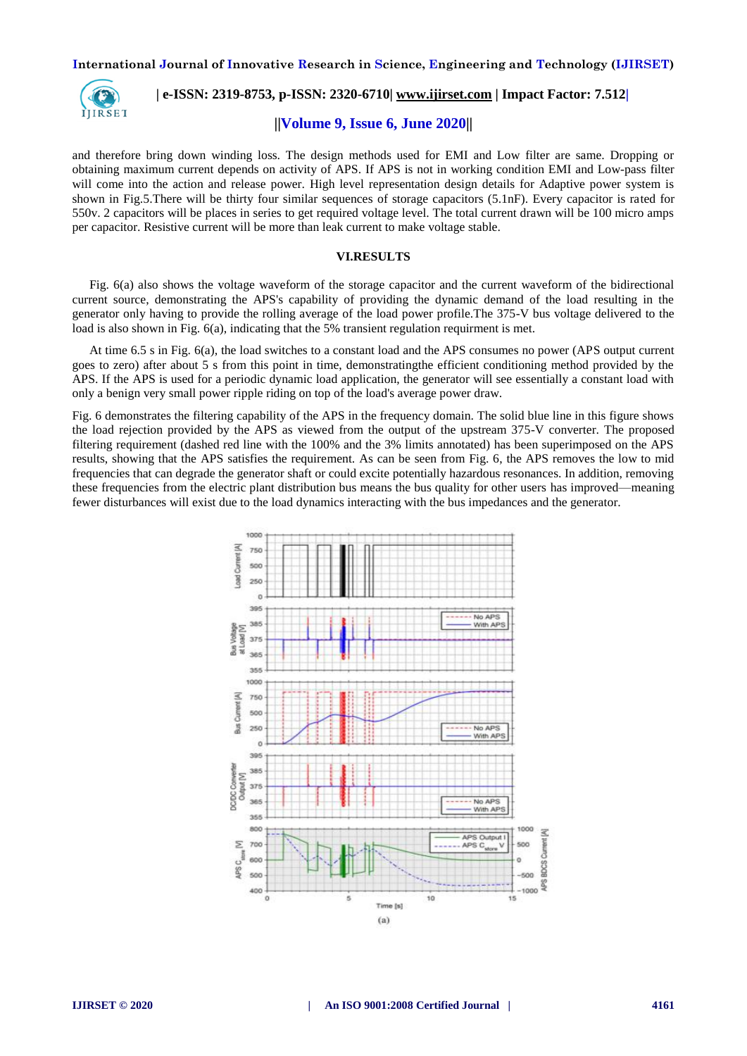and therefore bring down winding loss. The design methods used for EMI and Low filter are same. Dropping or obtaining maximum current depends on activity of APS. If APS is not in working condition EMI and Low-pass filter will come into the action and release power. High level representation design details for Adaptive power system is shown in Fig.5.There will be thirty four similar sequences of storage capacitors (5.1nF). Every capacitor is rated for 550v. 2 capacitors will be places in series to get required voltage level. The total current drawn will be 100 micro amps per capacitor. Resistive current will be more than leak current to make voltage stable.

## VI.RESULTS

Fig. 6(a) also shows the voltage waveform of the storage capacitor and the current waveform of the bidirectional current source, demonstrating the APS's capability of providing the dynamic demand of the load resulting in the generator only having to provide the rolling average of the load power profile.The 375-V bus voltage delivered to the load is also shown in Fig. 6(a), indicating that the 5% transient regulation requirment is met.

At time 6.5 s in Fig. 6(a), the load switches to a constant load and the APS consumes no power (APS output current goes to zero) after about 5 s from this point in time, demonstratingthe efficient conditioning method provided by the APS. If the APS is used for a periodic dynamic load application, the generator will see essentially a constant load with only a benign very small power ripple riding on top of the load's average power draw.

Fig. 6 demonstrates the filtering capability of the APS in the frequency domain. The solid blue line in this figure shows the load rejection provided by the APS as viewed from the output of the upstream 375-V converter. The proposed filtering requirement (dashed red line with the 100% and the 3% limits annotated) has been superimposed on the APS results, showing that the APS satisfies the requirement. As can be seen from Fig. 6, the APS removes the low to mid frequencies that can degrade the generator shaft or could excite potentially hazardous resonances. In addition, removing these frequencies from the electric plant distribution bus means the bus quality for other users has improved—meaning fewer disturbances will exist due to the load dynamics interacting with the bus impedances and the generator.

(a)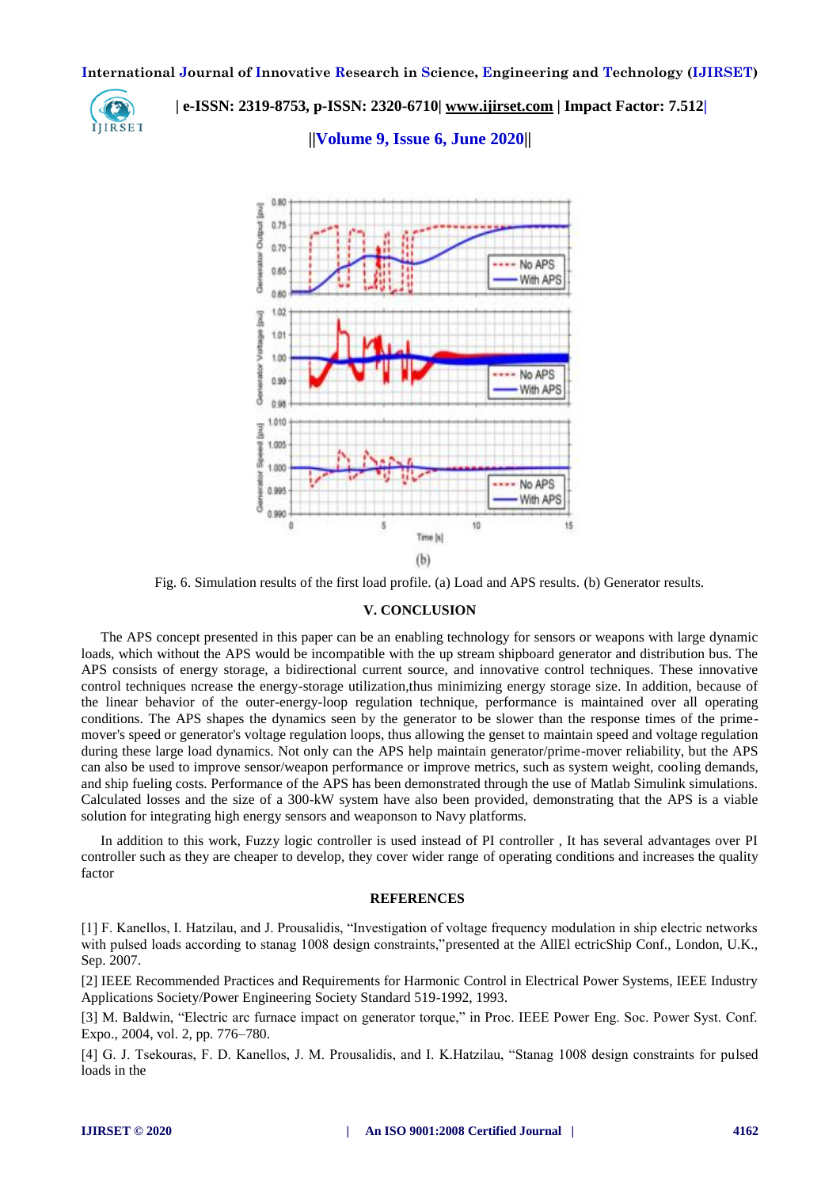(b)

Fig. 6. Simulation results of the first load profile. (a) Load and APS results. (b) Generator results.

## V. CONCLUSION

The APS concept presented in this paper can be an enabling technology for sensors or weapons with large dynamic loads, which without the APS would be incompatible with the up stream shipboard generator and distribution bus. The APS consists of energy storage, a bidirectional current source, and innovative control techniques. These innovative control techniques ncrease the energy-storage utilization,thus minimizing energy storage size. In addition, because of the linear behavior of the outer-energy-loop regulation technique, performance is maintained over all operating conditions. The APS shapes the dynamics seen by the generator to be slower than the response times of the prime-mover's speed or generator's voltage regulation loops, thus allowing the genset to maintain speed and voltage regulation during these large load dynamics. Not only can the APS help maintain generator/prime-mover reliability, but the APS can also be used to improve sensor/weapon performance or improve metrics, such as system weight, cooling demands, and ship fueling costs. Performance of the APS has been demonstrated through the use of Matlab Simulink simulations. Calculated losses and the size of a 300-kW system have also been provided, demonstrating that the APS is a viable solution for integrating high energy sensors and weaponson to Navy platforms.

In addition to this work, Fuzzy logic controller is used instead of PI controller , It has several advantages over PI controller such as they are cheaper to develop, they cover wider range of operating conditions and increases the quality factor

## REFERENCES

[1] F. Kanellos, I. Hatzilau, and J. Prousalidis, "Investigation of voltage frequency modulation in ship electric networks with pulsed loads according to stanag 1008 design constraints,"presented at the AllEl ectricShip Conf., London, U.K., Sep. 2007.

[2] IEEE Recommended Practices and Requirements for Harmonic Control in Electrical Power Systems, IEEE Industry Applications Society/Power Engineering Society Standard 519-1992, 1993.

[3] M. Baldwin, "Electric arc furnace impact on generator torque," in Proc. IEEE Power Eng. Soc. Power Syst. Conf. Expo., 2004, vol. 2, pp. 776–780.

[4] G. J. Tsekouras, F. D. Kanellos, J. M. Prousalidis, and I. K.Hatzilau, "Stanag 1008 design constraints for pulsed loads in the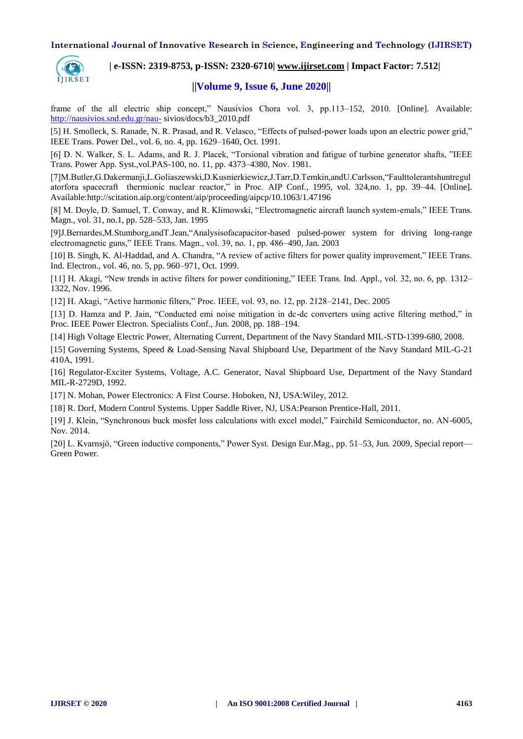frame of the all electric ship concept," Nausivios Chora vol. 3, pp.113–152, 2010. [Online]. Available: http://nausivios.snd.edu.gr/nau- sivios/docs/b3_2010.pdf

[5] H. Smolleck, S. Ranade, N. R. Prasad, and R. Velasco, "Effects of pulsed-power loads upon an electric power grid," IEEE Trans. Power Del., vol. 6, no. 4, pp. 1629–1640, Oct. 1991.

[6] D. N. Walker, S. L. Adams, and R. J. Placek, "Torsional vibration and fatigue of turbine generator shafts, "IEEE Trans. Power App. Syst.,vol.PAS-100, no. 11, pp. 4373–4380, Nov. 1981.

[7]M.Butler,G.Dakermanji,L.Goliaszewski,D.Kusnierkiewicz,J.Tarr,D.Temkin,andU.Carlsson,"Faulttolerantshuntregul atorfora spacecraft thermionic nuclear reactor," in Proc. AIP Conf., 1995, vol. 324,no. 1, pp. 39–44. [Online]. Available:http://scitation.aip.org/content/aip/proceeding/aipcp/10.1063/1.47196

[8] M. Doyle, D. Samuel, T. Conway, and R. Klimowski, "Electromagnetic aircraft launch system-emals," IEEE Trans. Magn., vol. 31, no.1, pp. 528–533, Jan. 1995

[9]J.Bernardes,M.Stumborg,andT.Jean,"Analysisofacapacitor-based pulsed-power system for driving long-range electromagnetic guns," IEEE Trans. Magn., vol. 39, no. 1, pp. 486–490, Jan. 2003

[10] B. Singh, K. Al-Haddad, and A. Chandra, "A review of active filters for power quality improvement," IEEE Trans. Ind. Electron., vol. 46, no. 5, pp. 960–971, Oct. 1999.

[11] H. Akagi, "New trends in active filters for power conditioning," IEEE Trans. Ind. Appl., vol. 32, no. 6, pp. 1312–1322, Nov. 1996.

[12] H. Akagi, "Active harmonic filters," Proc. IEEE, vol. 93, no. 12, pp. 2128–2141, Dec. 2005

[13] D. Hamza and P. Jain, "Conducted emi noise mitigation in dc-dc converters using active filtering method," in Proc. IEEE Power Electron. Specialists Conf., Jun. 2008, pp. 188–194.

[14] High Voltage Electric Power, Alternating Current, Department of the Navy Standard MIL-STD-1399-680, 2008.

[15] Governing Systems, Speed & Load-Sensing Naval Shipboard Use, Department of the Navy Standard MIL-G-21 410A, 1991.

[16] Regulator-Exciter Systems, Voltage, A.C. Generator, Naval Shipboard Use, Department of the Navy Standard MIL-R-2729D, 1992.

[17] N. Mohan, Power Electronics: A First Course. Hoboken, NJ, USA:Wiley, 2012.

[18] R. Dorf, Modern Control Systems. Upper Saddle River, NJ, USA:Pearson Prentice-Hall, 2011.

[19] J. Klein, "Synchronous buck mosfet loss calculations with excel model," Fairchild Semiconductor, no. AN-6005, Nov. 2014.

[20] L. Kvarnsjö, "Green inductive components," Power Syst. Design Eur.Mag., pp. 51–53, Jun. 2009, Special report—Green Power.